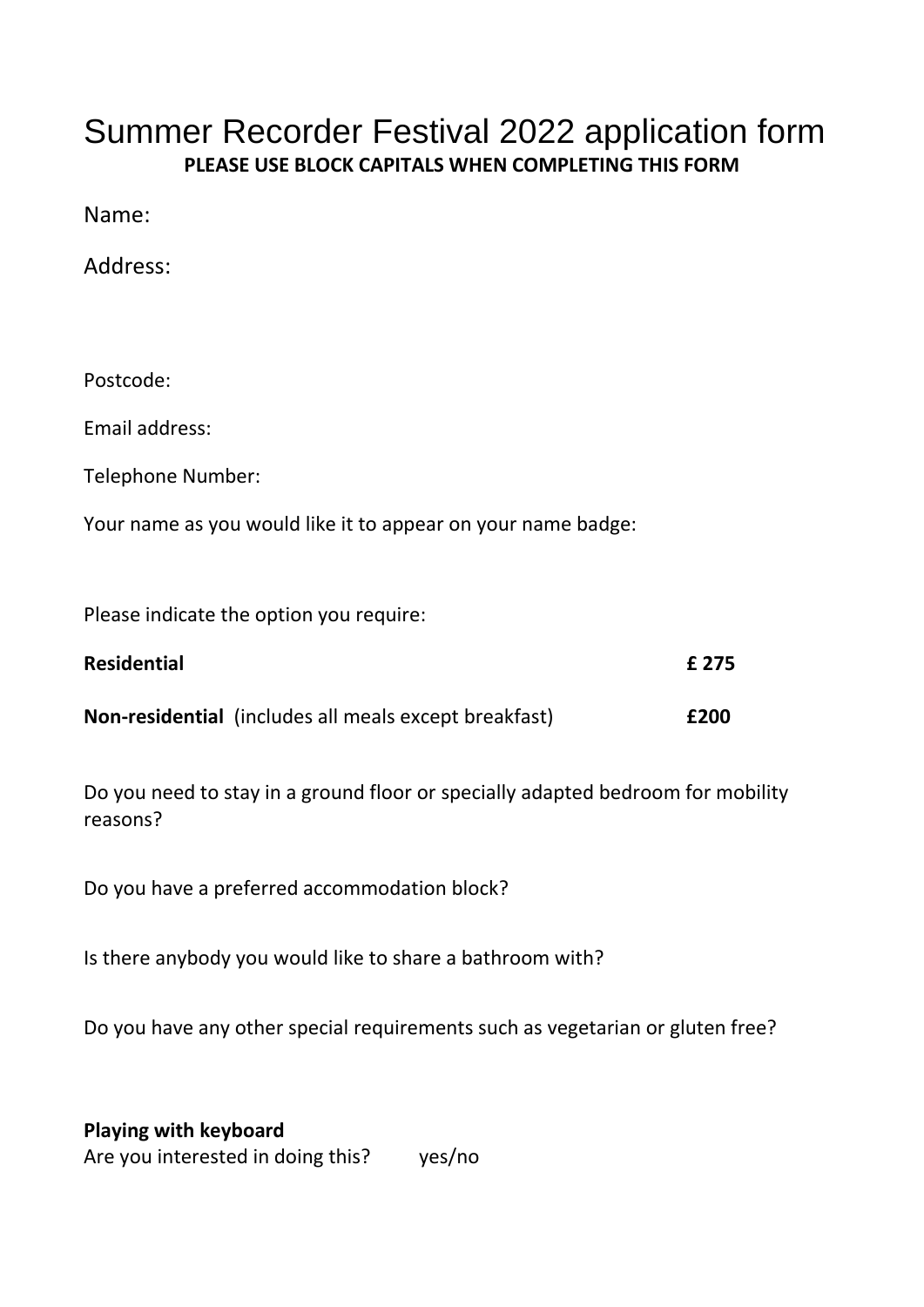# Summer Recorder Festival 2022 application form

**PLEASE USE BLOCK CAPITALS WHEN COMPLETING THIS FORM**

Name:

Address:

Postcode:

Email address:

Telephone Number:

Your name as you would like it to appear on your name badge:

Please indicate the option you require:

| | |
|---|---|
| **Residential** | **£ 275** |
| **Non-residential** (includes all meals except breakfast) | **£200** |

Do you need to stay in a ground floor or specially adapted bedroom for mobility reasons?

Do you have a preferred accommodation block?

Is there anybody you would like to share a bathroom with?

Do you have any other special requirements such as vegetarian or gluten free?

**Playing with keyboard**

Are you interested in doing this? yes/no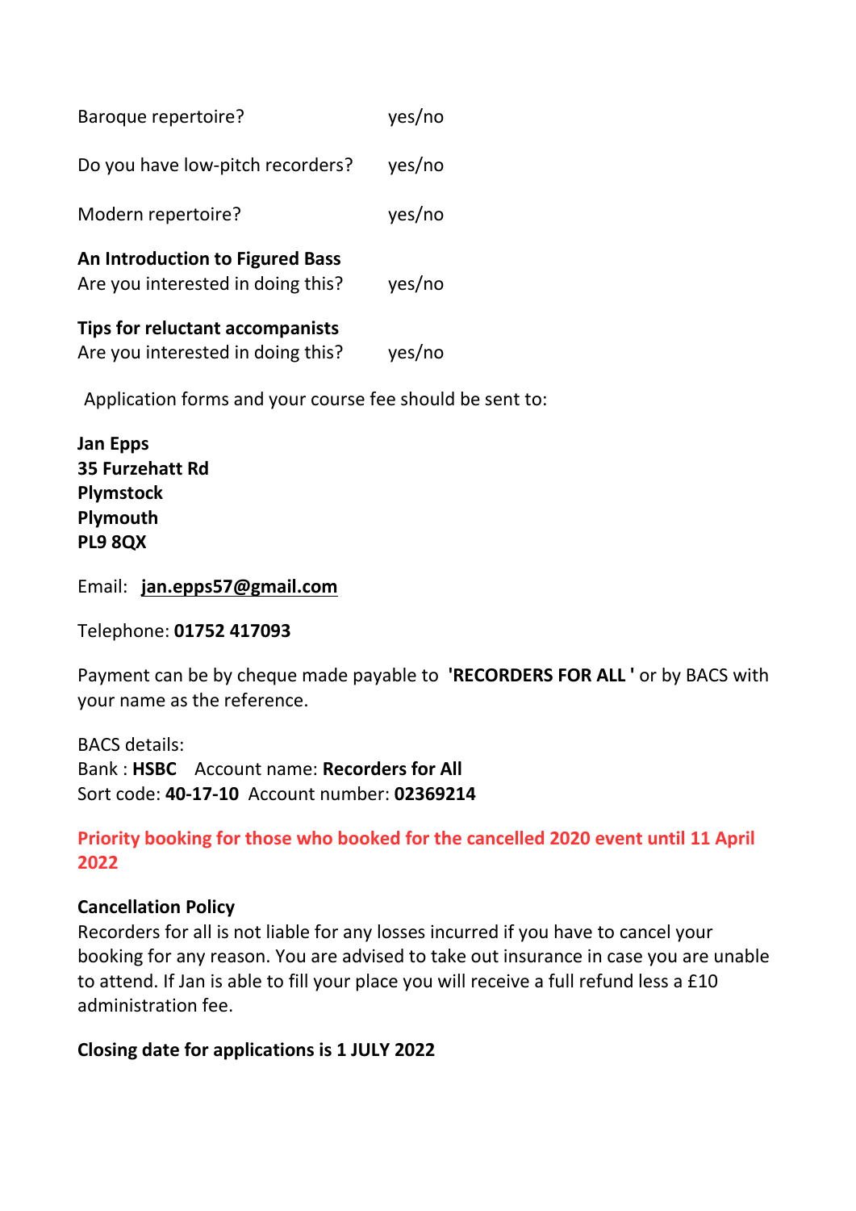| | |
|---|---|
| Baroque repertoire? | yes/no |
| Do you have low-pitch recorders? | yes/no |
| Modern repertoire? | yes/no |
| **An Introduction to Figured Bass**<br>Are you interested in doing this? | yes/no |
| **Tips for reluctant accompanists**<br>Are you interested in doing this? | yes/no |

Application forms and your course fee should be sent to:

**Jan Epps**
**35 Furzehatt Rd**
**Plymstock**
**Plymouth**
**PL9 8QX**

Email: **jan.epps57@gmail.com**

Telephone: **01752 417093**

Payment can be by cheque made payable to **'RECORDERS FOR ALL '** or by BACS with your name as the reference.

BACS details:
Bank : **HSBC** Account name: **Recorders for All**
Sort code: **40-17-10** Account number: **02369214**

**Priority booking for those who booked for the cancelled 2020 event until 11 April 2022**

**Cancellation Policy**
Recorders for all is not liable for any losses incurred if you have to cancel your booking for any reason. You are advised to take out insurance in case you are unable to attend. If Jan is able to fill your place you will receive a full refund less a £10 administration fee.

**Closing date for applications is 1 JULY 2022**